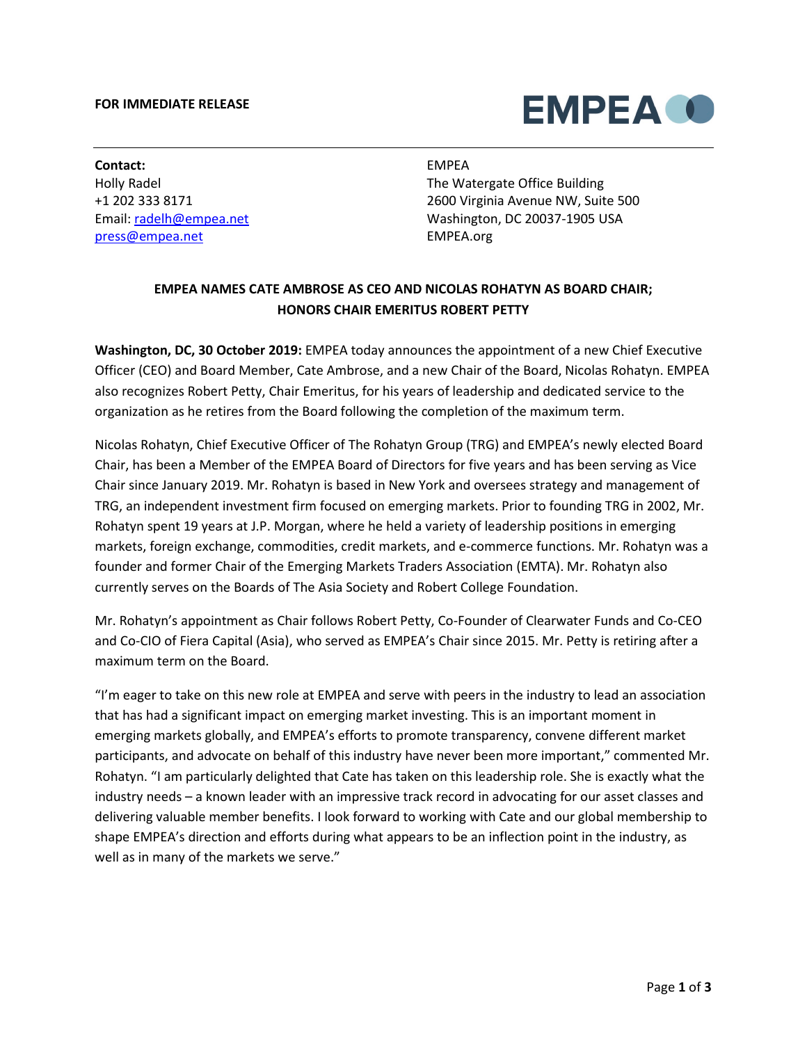**FOR IMMEDIATE RELEASE**

EMPEA

**Contact:**
Holly Radel
+1 202 333 8171
Email: radelh@empea.net
press@empea.net

EMPEA
The Watergate Office Building
2600 Virginia Avenue NW, Suite 500
Washington, DC 20037-1905 USA
EMPEA.org

## EMPEA NAMES CATE AMBROSE AS CEO AND NICOLAS ROHATYN AS BOARD CHAIR; HONORS CHAIR EMERITUS ROBERT PETTY

**Washington, DC, 30 October 2019:** EMPEA today announces the appointment of a new Chief Executive Officer (CEO) and Board Member, Cate Ambrose, and a new Chair of the Board, Nicolas Rohatyn. EMPEA also recognizes Robert Petty, Chair Emeritus, for his years of leadership and dedicated service to the organization as he retires from the Board following the completion of the maximum term.

Nicolas Rohatyn, Chief Executive Officer of The Rohatyn Group (TRG) and EMPEA's newly elected Board Chair, has been a Member of the EMPEA Board of Directors for five years and has been serving as Vice Chair since January 2019. Mr. Rohatyn is based in New York and oversees strategy and management of TRG, an independent investment firm focused on emerging markets. Prior to founding TRG in 2002, Mr. Rohatyn spent 19 years at J.P. Morgan, where he held a variety of leadership positions in emerging markets, foreign exchange, commodities, credit markets, and e-commerce functions. Mr. Rohatyn was a founder and former Chair of the Emerging Markets Traders Association (EMTA). Mr. Rohatyn also currently serves on the Boards of The Asia Society and Robert College Foundation.

Mr. Rohatyn's appointment as Chair follows Robert Petty, Co-Founder of Clearwater Funds and Co-CEO and Co-CIO of Fiera Capital (Asia), who served as EMPEA's Chair since 2015. Mr. Petty is retiring after a maximum term on the Board.

"I'm eager to take on this new role at EMPEA and serve with peers in the industry to lead an association that has had a significant impact on emerging market investing. This is an important moment in emerging markets globally, and EMPEA's efforts to promote transparency, convene different market participants, and advocate on behalf of this industry have never been more important," commented Mr. Rohatyn. "I am particularly delighted that Cate has taken on this leadership role. She is exactly what the industry needs – a known leader with an impressive track record in advocating for our asset classes and delivering valuable member benefits. I look forward to working with Cate and our global membership to shape EMPEA's direction and efforts during what appears to be an inflection point in the industry, as well as in many of the markets we serve."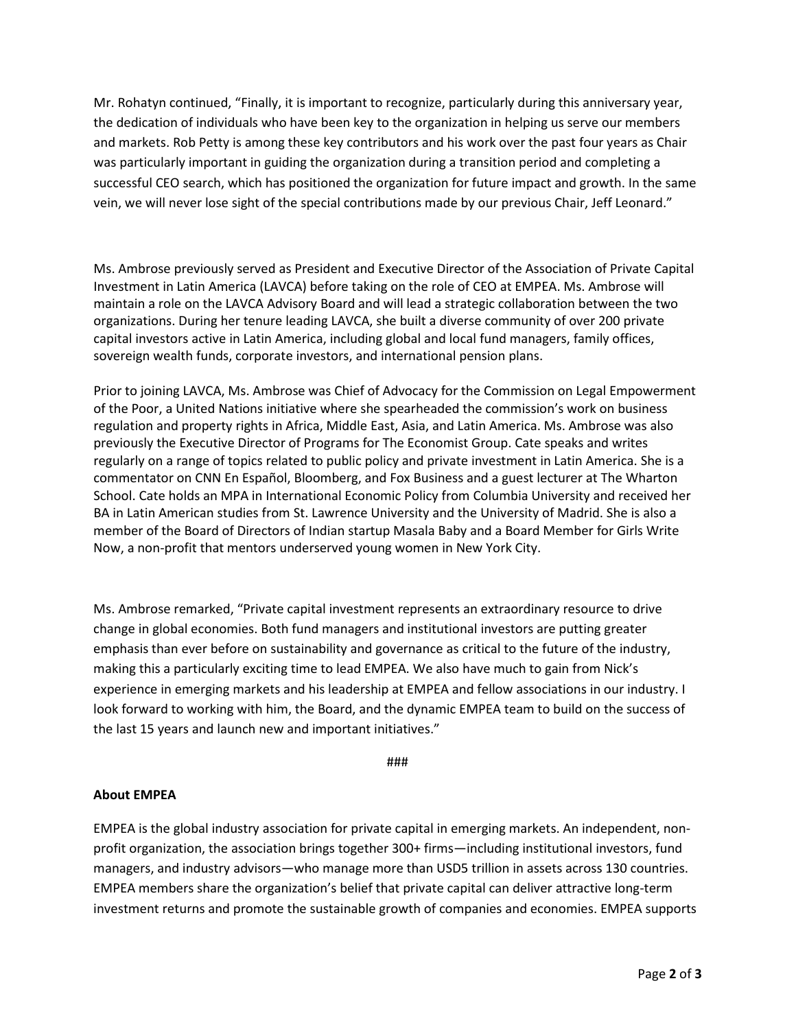Mr. Rohatyn continued, "Finally, it is important to recognize, particularly during this anniversary year, the dedication of individuals who have been key to the organization in helping us serve our members and markets. Rob Petty is among these key contributors and his work over the past four years as Chair was particularly important in guiding the organization during a transition period and completing a successful CEO search, which has positioned the organization for future impact and growth. In the same vein, we will never lose sight of the special contributions made by our previous Chair, Jeff Leonard."

Ms. Ambrose previously served as President and Executive Director of the Association of Private Capital Investment in Latin America (LAVCA) before taking on the role of CEO at EMPEA. Ms. Ambrose will maintain a role on the LAVCA Advisory Board and will lead a strategic collaboration between the two organizations. During her tenure leading LAVCA, she built a diverse community of over 200 private capital investors active in Latin America, including global and local fund managers, family offices, sovereign wealth funds, corporate investors, and international pension plans.

Prior to joining LAVCA, Ms. Ambrose was Chief of Advocacy for the Commission on Legal Empowerment of the Poor, a United Nations initiative where she spearheaded the commission's work on business regulation and property rights in Africa, Middle East, Asia, and Latin America. Ms. Ambrose was also previously the Executive Director of Programs for The Economist Group. Cate speaks and writes regularly on a range of topics related to public policy and private investment in Latin America. She is a commentator on CNN En Español, Bloomberg, and Fox Business and a guest lecturer at The Wharton School. Cate holds an MPA in International Economic Policy from Columbia University and received her BA in Latin American studies from St. Lawrence University and the University of Madrid. She is also a member of the Board of Directors of Indian startup Masala Baby and a Board Member for Girls Write Now, a non-profit that mentors underserved young women in New York City.

Ms. Ambrose remarked, "Private capital investment represents an extraordinary resource to drive change in global economies. Both fund managers and institutional investors are putting greater emphasis than ever before on sustainability and governance as critical to the future of the industry, making this a particularly exciting time to lead EMPEA. We also have much to gain from Nick's experience in emerging markets and his leadership at EMPEA and fellow associations in our industry. I look forward to working with him, the Board, and the dynamic EMPEA team to build on the success of the last 15 years and launch new and important initiatives."

###

**About EMPEA**

EMPEA is the global industry association for private capital in emerging markets. An independent, non-profit organization, the association brings together 300+ firms—including institutional investors, fund managers, and industry advisors—who manage more than USD5 trillion in assets across 130 countries. EMPEA members share the organization's belief that private capital can deliver attractive long-term investment returns and promote the sustainable growth of companies and economies. EMPEA supports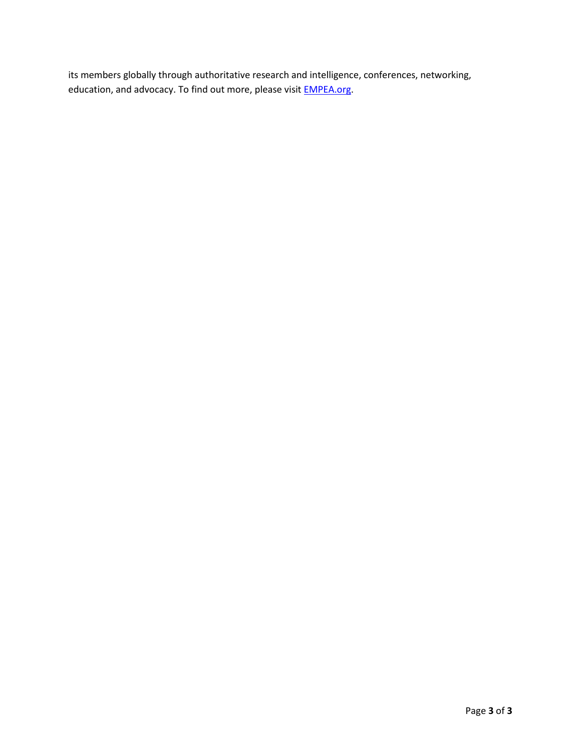its members globally through authoritative research and intelligence, conferences, networking, education, and advocacy. To find out more, please visit EMPEA.org.